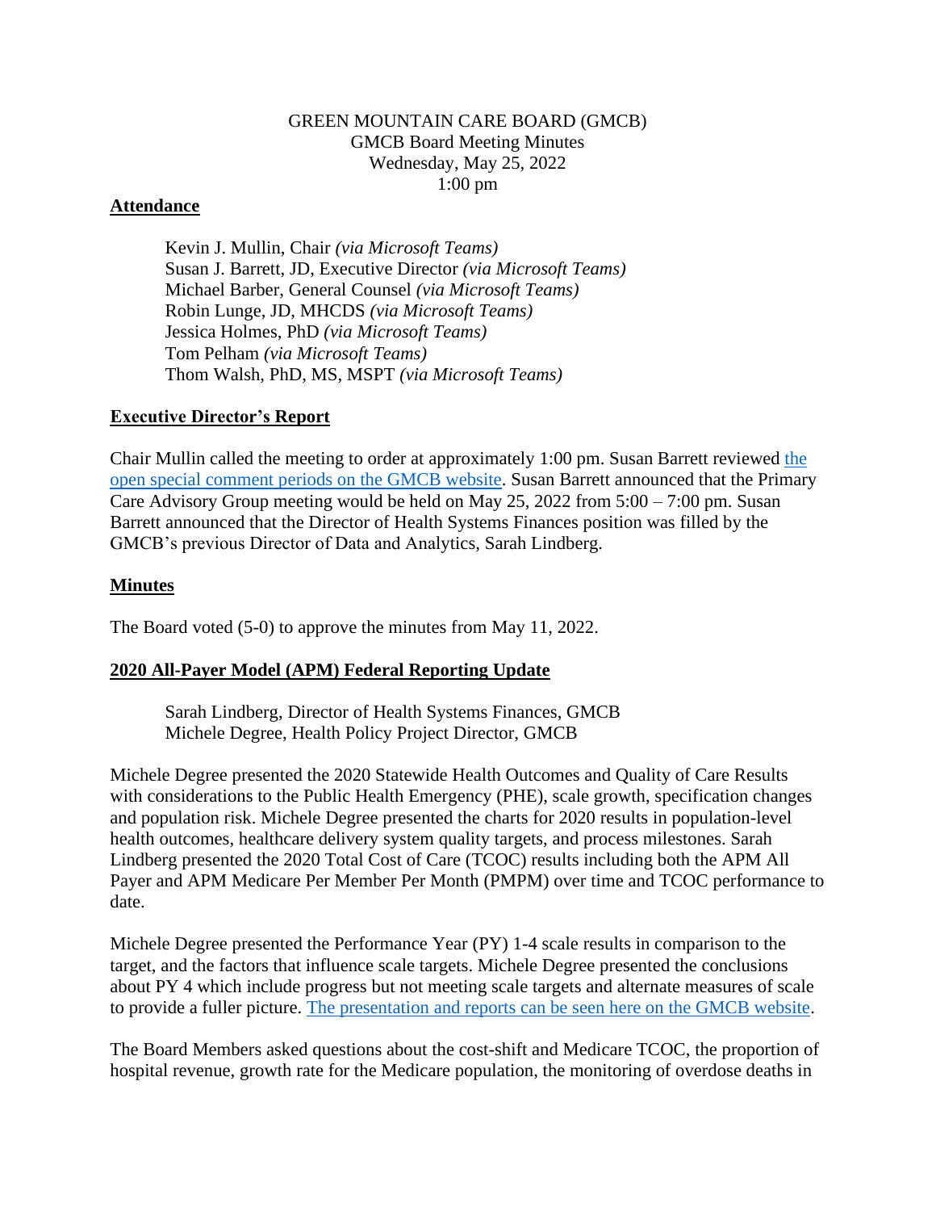GREEN MOUNTAIN CARE BOARD (GMCB)
GMCB Board Meeting Minutes
Wednesday, May 25, 2022
1:00 pm

**Attendance**

Kevin J. Mullin, Chair *(via Microsoft Teams)*
Susan J. Barrett, JD, Executive Director *(via Microsoft Teams)*
Michael Barber, General Counsel *(via Microsoft Teams)*
Robin Lunge, JD, MHCDS *(via Microsoft Teams)*
Jessica Holmes, PhD *(via Microsoft Teams)*
Tom Pelham *(via Microsoft Teams)*
Thom Walsh, PhD, MS, MSPT *(via Microsoft Teams)*

**Executive Director's Report**

Chair Mullin called the meeting to order at approximately 1:00 pm. Susan Barrett reviewed the open special comment periods on the GMCB website. Susan Barrett announced that the Primary Care Advisory Group meeting would be held on May 25, 2022 from 5:00 – 7:00 pm. Susan Barrett announced that the Director of Health Systems Finances position was filled by the GMCB's previous Director of Data and Analytics, Sarah Lindberg.

**Minutes**

The Board voted (5-0) to approve the minutes from May 11, 2022.

**2020 All-Payer Model (APM) Federal Reporting Update**

Sarah Lindberg, Director of Health Systems Finances, GMCB
Michele Degree, Health Policy Project Director, GMCB

Michele Degree presented the 2020 Statewide Health Outcomes and Quality of Care Results with considerations to the Public Health Emergency (PHE), scale growth, specification changes and population risk. Michele Degree presented the charts for 2020 results in population-level health outcomes, healthcare delivery system quality targets, and process milestones. Sarah Lindberg presented the 2020 Total Cost of Care (TCOC) results including both the APM All Payer and APM Medicare Per Member Per Month (PMPM) over time and TCOC performance to date.

Michele Degree presented the Performance Year (PY) 1-4 scale results in comparison to the target, and the factors that influence scale targets. Michele Degree presented the conclusions about PY 4 which include progress but not meeting scale targets and alternate measures of scale to provide a fuller picture. The presentation and reports can be seen here on the GMCB website.

The Board Members asked questions about the cost-shift and Medicare TCOC, the proportion of hospital revenue, growth rate for the Medicare population, the monitoring of overdose deaths in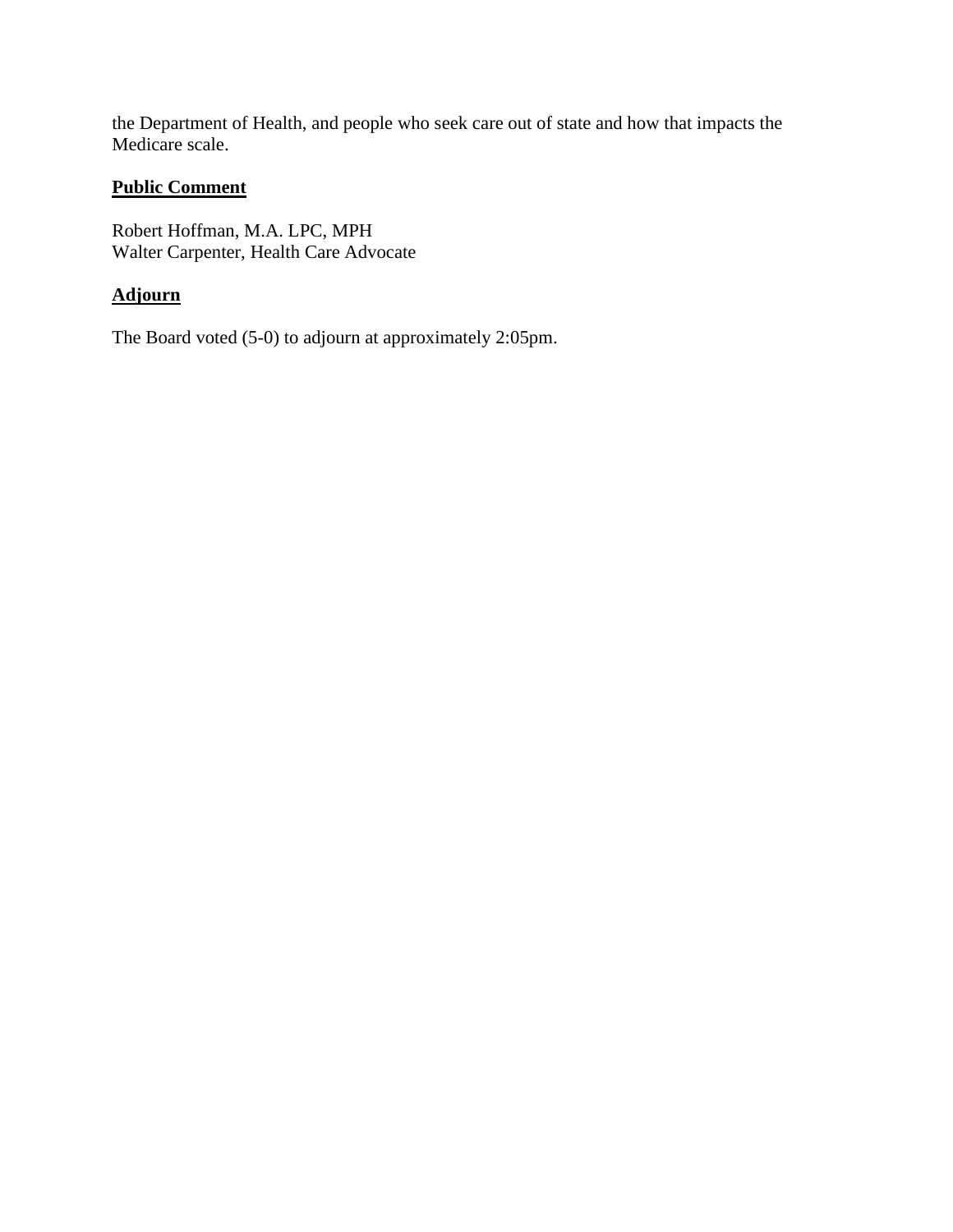the Department of Health, and people who seek care out of state and how that impacts the Medicare scale.

## **Public Comment**

Robert Hoffman, M.A. LPC, MPH
Walter Carpenter, Health Care Advocate

## **Adjourn**

The Board voted (5-0) to adjourn at approximately 2:05pm.